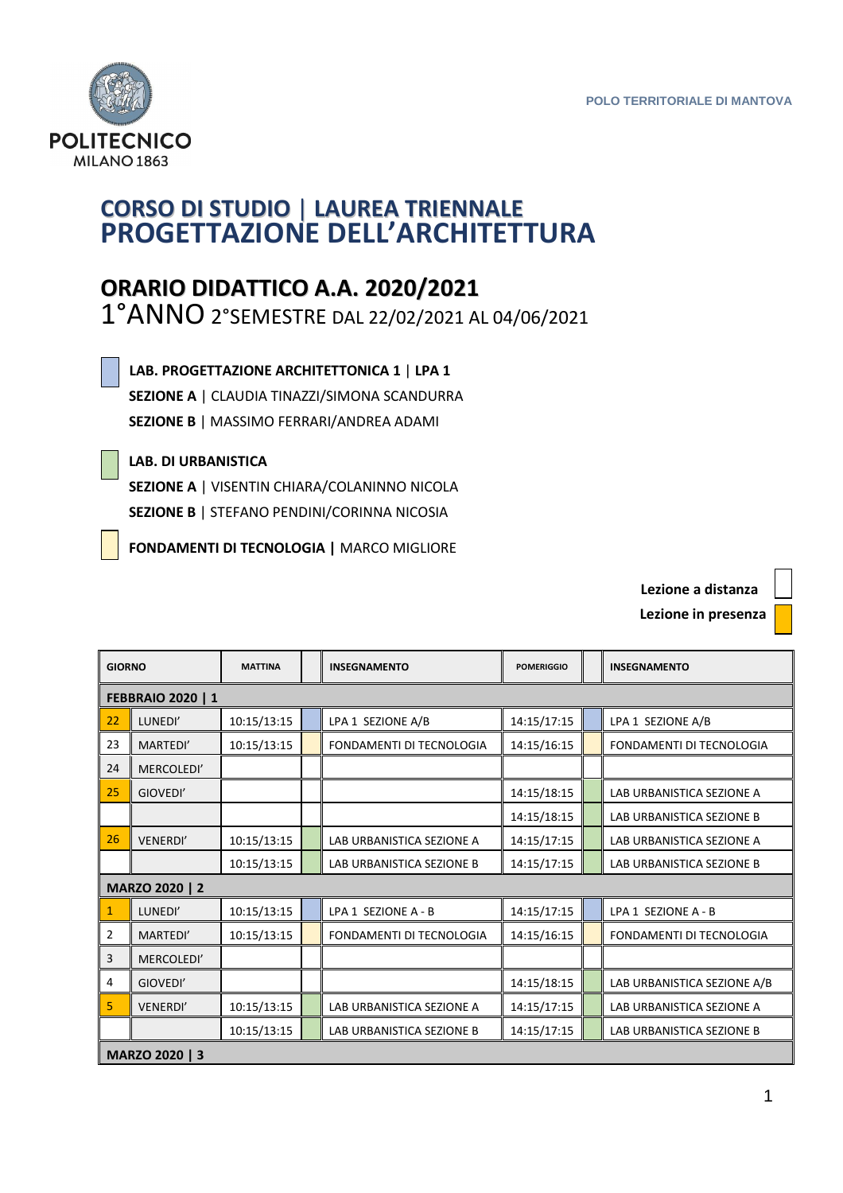POLITECNICO MILANO 1863

POLO TERRITORIALE DI MANTOVA

# CORSO DI STUDIO | LAUREA TRIENNALE
# PROGETTAZIONE DELL'ARCHITETTURA

## ORARIO DIDATTICO A.A. 2020/2021

1°ANNO 2°SEMESTRE DAL 22/02/2021 AL 04/06/2021

**LAB. PROGETTAZIONE ARCHITETTONICA 1 | LPA 1**
**SEZIONE A** | CLAUDIA TINAZZI/SIMONA SCANDURRA
**SEZIONE B** | MASSIMO FERRARI/ANDREA ADAMI

**LAB. DI URBANISTICA**
**SEZIONE A** | VISENTIN CHIARA/COLANINNO NICOLA
**SEZIONE B** | STEFANO PENDINI/CORINNA NICOSIA

**FONDAMENTI DI TECNOLOGIA |** MARCO MIGLIORE

**Lezione a distanza**
**Lezione in presenza**

| GIORNO | | MATTINA | INSEGNAMENTO | POMERIGGIO | INSEGNAMENTO |
|---|---|---|---|---|---|
| **FEBBRAIO 2020 \| 1** | | | | | |
| 22 | LUNEDI' | 10:15/13:15 | LPA 1 SEZIONE A/B | 14:15/17:15 | LPA 1 SEZIONE A/B |
| 23 | MARTEDI' | 10:15/13:15 | FONDAMENTI DI TECNOLOGIA | 14:15/16:15 | FONDAMENTI DI TECNOLOGIA |
| 24 | MERCOLEDI' | | | | |
| 25 | GIOVEDI' | | | 14:15/18:15 | LAB URBANISTICA SEZIONE A |
| | | | | 14:15/18:15 | LAB URBANISTICA SEZIONE B |
| 26 | VENERDI' | 10:15/13:15 | LAB URBANISTICA SEZIONE A | 14:15/17:15 | LAB URBANISTICA SEZIONE A |
| | | 10:15/13:15 | LAB URBANISTICA SEZIONE B | 14:15/17:15 | LAB URBANISTICA SEZIONE B |
| **MARZO 2020 \| 2** | | | | | |
| 1 | LUNEDI' | 10:15/13:15 | LPA 1 SEZIONE A - B | 14:15/17:15 | LPA 1 SEZIONE A - B |
| 2 | MARTEDI' | 10:15/13:15 | FONDAMENTI DI TECNOLOGIA | 14:15/16:15 | FONDAMENTI DI TECNOLOGIA |
| 3 | MERCOLEDI' | | | | |
| 4 | GIOVEDI' | | | 14:15/18:15 | LAB URBANISTICA SEZIONE A/B |
| 5 | VENERDI' | 10:15/13:15 | LAB URBANISTICA SEZIONE A | 14:15/17:15 | LAB URBANISTICA SEZIONE A |
| | | 10:15/13:15 | LAB URBANISTICA SEZIONE B | 14:15/17:15 | LAB URBANISTICA SEZIONE B |
| **MARZO 2020 \| 3** | | | | | |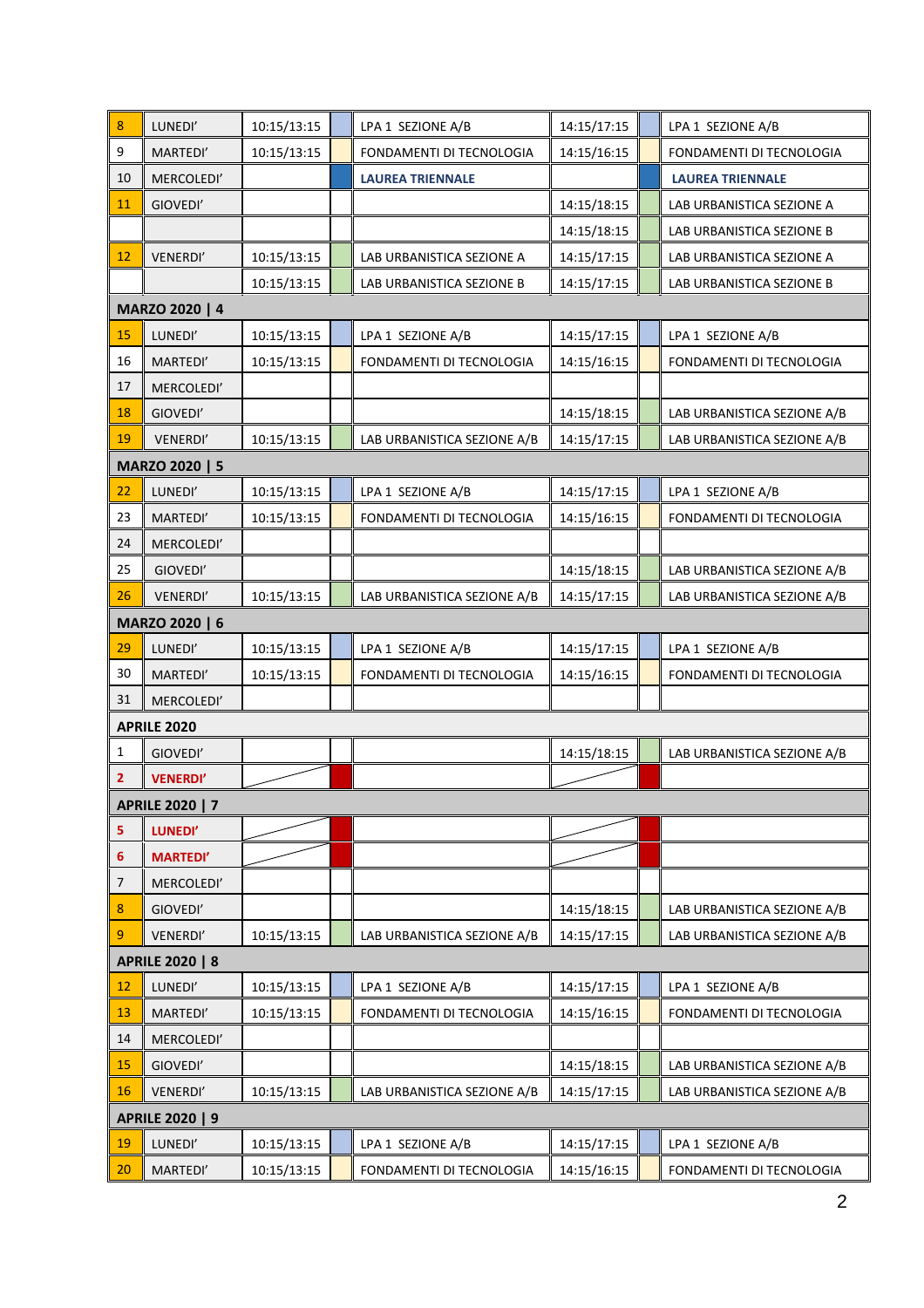| | | | | | | | |
|---|---|---|---|---|---|---|---|
| 8 | LUNEDI' | 10:15/13:15 | | LPA 1 SEZIONE A/B | 14:15/17:15 | | LPA 1 SEZIONE A/B |
| 9 | MARTEDI' | 10:15/13:15 | | FONDAMENTI DI TECNOLOGIA | 14:15/16:15 | | FONDAMENTI DI TECNOLOGIA |
| 10 | MERCOLEDI' | | | **LAUREA TRIENNALE** | | | **LAUREA TRIENNALE** |
| 11 | GIOVEDI' | | | | 14:15/18:15 | | LAB URBANISTICA SEZIONE A |
| | | | | | 14:15/18:15 | | LAB URBANISTICA SEZIONE B |
| 12 | VENERDI' | 10:15/13:15 | | LAB URBANISTICA SEZIONE A | 14:15/17:15 | | LAB URBANISTICA SEZIONE A |
| | | 10:15/13:15 | | LAB URBANISTICA SEZIONE B | 14:15/17:15 | | LAB URBANISTICA SEZIONE B |
| **MARZO 2020 \| 4** | | | | | | | |
| 15 | LUNEDI' | 10:15/13:15 | | LPA 1 SEZIONE A/B | 14:15/17:15 | | LPA 1 SEZIONE A/B |
| 16 | MARTEDI' | 10:15/13:15 | | FONDAMENTI DI TECNOLOGIA | 14:15/16:15 | | FONDAMENTI DI TECNOLOGIA |
| 17 | MERCOLEDI' | | | | | | |
| 18 | GIOVEDI' | | | | 14:15/18:15 | | LAB URBANISTICA SEZIONE A/B |
| 19 | VENERDI' | 10:15/13:15 | | LAB URBANISTICA SEZIONE A/B | 14:15/17:15 | | LAB URBANISTICA SEZIONE A/B |
| **MARZO 2020 \| 5** | | | | | | | |
| 22 | LUNEDI' | 10:15/13:15 | | LPA 1 SEZIONE A/B | 14:15/17:15 | | LPA 1 SEZIONE A/B |
| 23 | MARTEDI' | 10:15/13:15 | | FONDAMENTI DI TECNOLOGIA | 14:15/16:15 | | FONDAMENTI DI TECNOLOGIA |
| 24 | MERCOLEDI' | | | | | | |
| 25 | GIOVEDI' | | | | 14:15/18:15 | | LAB URBANISTICA SEZIONE A/B |
| 26 | VENERDI' | 10:15/13:15 | | LAB URBANISTICA SEZIONE A/B | 14:15/17:15 | | LAB URBANISTICA SEZIONE A/B |
| **MARZO 2020 \| 6** | | | | | | | |
| 29 | LUNEDI' | 10:15/13:15 | | LPA 1 SEZIONE A/B | 14:15/17:15 | | LPA 1 SEZIONE A/B |
| 30 | MARTEDI' | 10:15/13:15 | | FONDAMENTI DI TECNOLOGIA | 14:15/16:15 | | FONDAMENTI DI TECNOLOGIA |
| 31 | MERCOLEDI' | | | | | | |
| **APRILE 2020** | | | | | | | |
| 1 | GIOVEDI' | | | | 14:15/18:15 | | LAB URBANISTICA SEZIONE A/B |
| 2 | **VENERDI'** | | | | | | |
| **APRILE 2020 \| 7** | | | | | | | |
| 5 | **LUNEDI'** | | | | | | |
| 6 | **MARTEDI'** | | | | | | |
| 7 | MERCOLEDI' | | | | | | |
| 8 | GIOVEDI' | | | | 14:15/18:15 | | LAB URBANISTICA SEZIONE A/B |
| 9 | VENERDI' | 10:15/13:15 | | LAB URBANISTICA SEZIONE A/B | 14:15/17:15 | | LAB URBANISTICA SEZIONE A/B |
| **APRILE 2020 \| 8** | | | | | | | |
| 12 | LUNEDI' | 10:15/13:15 | | LPA 1 SEZIONE A/B | 14:15/17:15 | | LPA 1 SEZIONE A/B |
| 13 | MARTEDI' | 10:15/13:15 | | FONDAMENTI DI TECNOLOGIA | 14:15/16:15 | | FONDAMENTI DI TECNOLOGIA |
| 14 | MERCOLEDI' | | | | | | |
| 15 | GIOVEDI' | | | | 14:15/18:15 | | LAB URBANISTICA SEZIONE A/B |
| 16 | VENERDI' | 10:15/13:15 | | LAB URBANISTICA SEZIONE A/B | 14:15/17:15 | | LAB URBANISTICA SEZIONE A/B |
| **APRILE 2020 \| 9** | | | | | | | |
| 19 | LUNEDI' | 10:15/13:15 | | LPA 1 SEZIONE A/B | 14:15/17:15 | | LPA 1 SEZIONE A/B |
| 20 | MARTEDI' | 10:15/13:15 | | FONDAMENTI DI TECNOLOGIA | 14:15/16:15 | | FONDAMENTI DI TECNOLOGIA |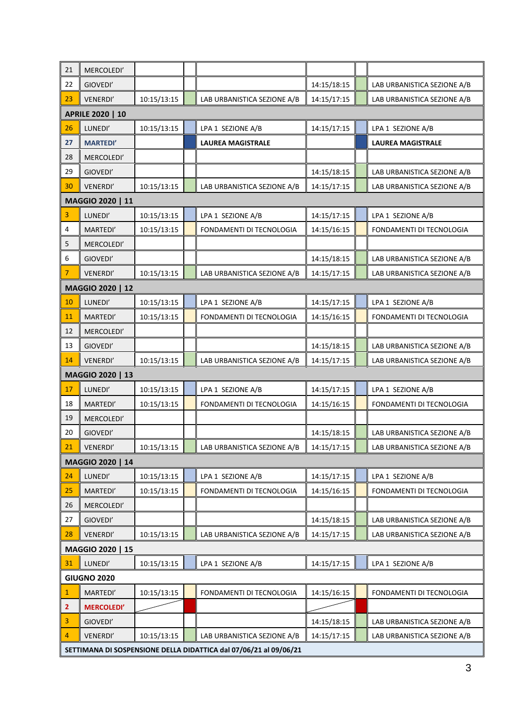| | | | | | | | |
|---|---|---|---|---|---|---|---|
| 21 | MERCOLEDI' | | | | | | |
| 22 | GIOVEDI' | | | | 14:15/18:15 | | LAB URBANISTICA SEZIONE A/B |
| 23 | VENERDI' | 10:15/13:15 | | LAB URBANISTICA SEZIONE A/B | 14:15/17:15 | | LAB URBANISTICA SEZIONE A/B |
| **APRILE 2020 \| 10** | | | | | | | |
| 26 | LUNEDI' | 10:15/13:15 | | LPA 1 SEZIONE A/B | 14:15/17:15 | | LPA 1 SEZIONE A/B |
| 27 | **MARTEDI'** | | | **LAUREA MAGISTRALE** | | | **LAUREA MAGISTRALE** |
| 28 | MERCOLEDI' | | | | | | |
| 29 | GIOVEDI' | | | | 14:15/18:15 | | LAB URBANISTICA SEZIONE A/B |
| 30 | VENERDI' | 10:15/13:15 | | LAB URBANISTICA SEZIONE A/B | 14:15/17:15 | | LAB URBANISTICA SEZIONE A/B |
| **MAGGIO 2020 \| 11** | | | | | | | |
| 3 | LUNEDI' | 10:15/13:15 | | LPA 1 SEZIONE A/B | 14:15/17:15 | | LPA 1 SEZIONE A/B |
| 4 | MARTEDI' | 10:15/13:15 | | FONDAMENTI DI TECNOLOGIA | 14:15/16:15 | | FONDAMENTI DI TECNOLOGIA |
| 5 | MERCOLEDI' | | | | | | |
| 6 | GIOVEDI' | | | | 14:15/18:15 | | LAB URBANISTICA SEZIONE A/B |
| 7 | VENERDI' | 10:15/13:15 | | LAB URBANISTICA SEZIONE A/B | 14:15/17:15 | | LAB URBANISTICA SEZIONE A/B |
| **MAGGIO 2020 \| 12** | | | | | | | |
| 10 | LUNEDI' | 10:15/13:15 | | LPA 1 SEZIONE A/B | 14:15/17:15 | | LPA 1 SEZIONE A/B |
| 11 | MARTEDI' | 10:15/13:15 | | FONDAMENTI DI TECNOLOGIA | 14:15/16:15 | | FONDAMENTI DI TECNOLOGIA |
| 12 | MERCOLEDI' | | | | | | |
| 13 | GIOVEDI' | | | | 14:15/18:15 | | LAB URBANISTICA SEZIONE A/B |
| 14 | VENERDI' | 10:15/13:15 | | LAB URBANISTICA SEZIONE A/B | 14:15/17:15 | | LAB URBANISTICA SEZIONE A/B |
| **MAGGIO 2020 \| 13** | | | | | | | |
| 17 | LUNEDI' | 10:15/13:15 | | LPA 1 SEZIONE A/B | 14:15/17:15 | | LPA 1 SEZIONE A/B |
| 18 | MARTEDI' | 10:15/13:15 | | FONDAMENTI DI TECNOLOGIA | 14:15/16:15 | | FONDAMENTI DI TECNOLOGIA |
| 19 | MERCOLEDI' | | | | | | |
| 20 | GIOVEDI' | | | | 14:15/18:15 | | LAB URBANISTICA SEZIONE A/B |
| 21 | VENERDI' | 10:15/13:15 | | LAB URBANISTICA SEZIONE A/B | 14:15/17:15 | | LAB URBANISTICA SEZIONE A/B |
| **MAGGIO 2020 \| 14** | | | | | | | |
| 24 | LUNEDI' | 10:15/13:15 | | LPA 1 SEZIONE A/B | 14:15/17:15 | | LPA 1 SEZIONE A/B |
| 25 | MARTEDI' | 10:15/13:15 | | FONDAMENTI DI TECNOLOGIA | 14:15/16:15 | | FONDAMENTI DI TECNOLOGIA |
| 26 | MERCOLEDI' | | | | | | |
| 27 | GIOVEDI' | | | | 14:15/18:15 | | LAB URBANISTICA SEZIONE A/B |
| 28 | VENERDI' | 10:15/13:15 | | LAB URBANISTICA SEZIONE A/B | 14:15/17:15 | | LAB URBANISTICA SEZIONE A/B |
| **MAGGIO 2020 \| 15** | | | | | | | |
| 31 | LUNEDI' | 10:15/13:15 | | LPA 1 SEZIONE A/B | 14:15/17:15 | | LPA 1 SEZIONE A/B |
| **GIUGNO 2020** | | | | | | | |
| 1 | MARTEDI' | 10:15/13:15 | | FONDAMENTI DI TECNOLOGIA | 14:15/16:15 | | FONDAMENTI DI TECNOLOGIA |
| 2 | **MERCOLEDI'** | | | | | | |
| 3 | GIOVEDI' | | | | 14:15/18:15 | | LAB URBANISTICA SEZIONE A/B |
| 4 | VENERDI' | 10:15/13:15 | | LAB URBANISTICA SEZIONE A/B | 14:15/17:15 | | LAB URBANISTICA SEZIONE A/B |
| **SETTIMANA DI SOSPENSIONE DELLA DIDATTICA dal 07/06/21 al 09/06/21** | | | | | | | |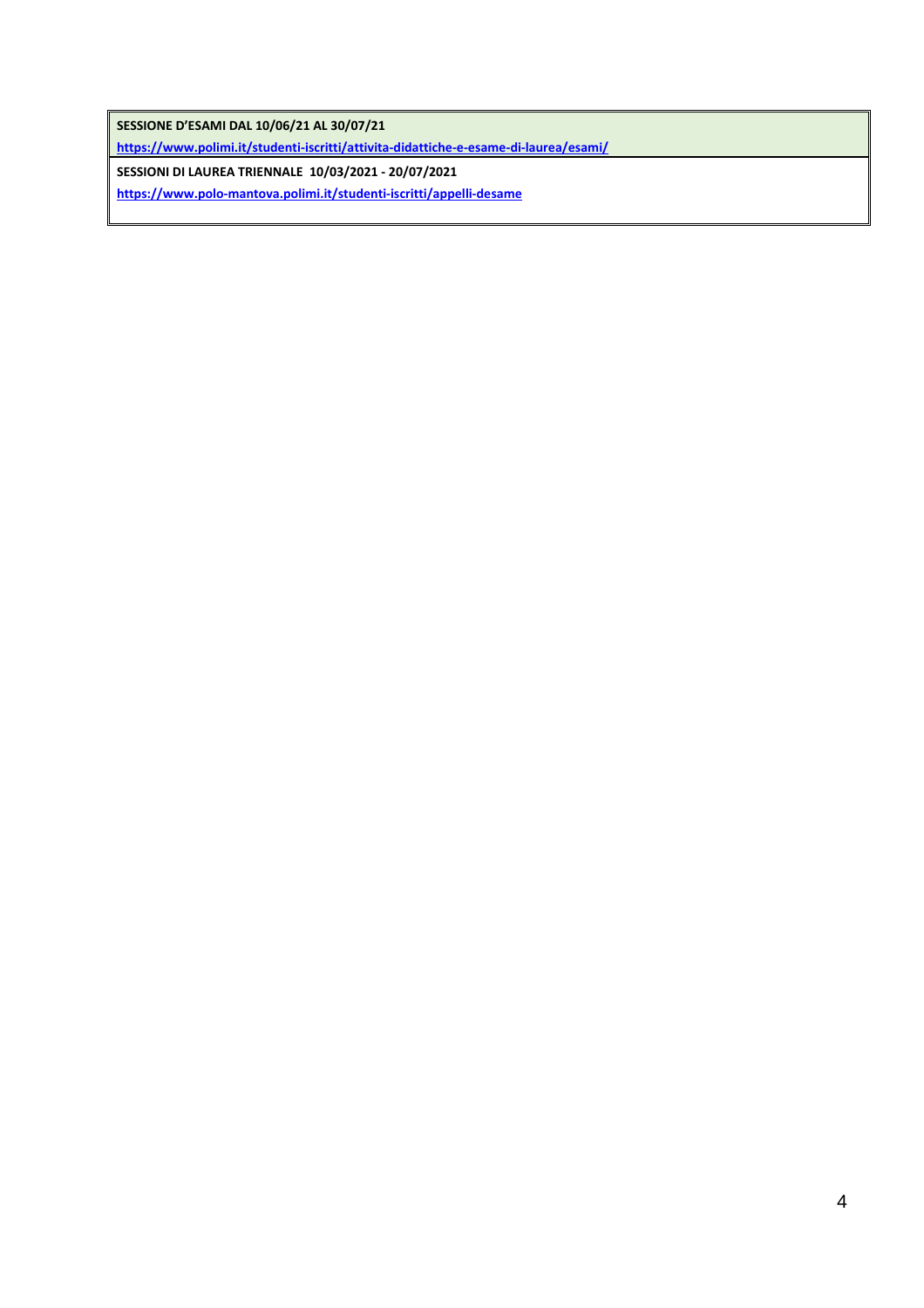**SESSIONE D'ESAMI DAL 10/06/21 AL 30/07/21**

https://www.polimi.it/studenti-iscritti/attivita-didattiche-e-esame-di-laurea/esami/

**SESSIONI DI LAUREA TRIENNALE 10/03/2021 - 20/07/2021**

https://www.polo-mantova.polimi.it/studenti-iscritti/appelli-desame